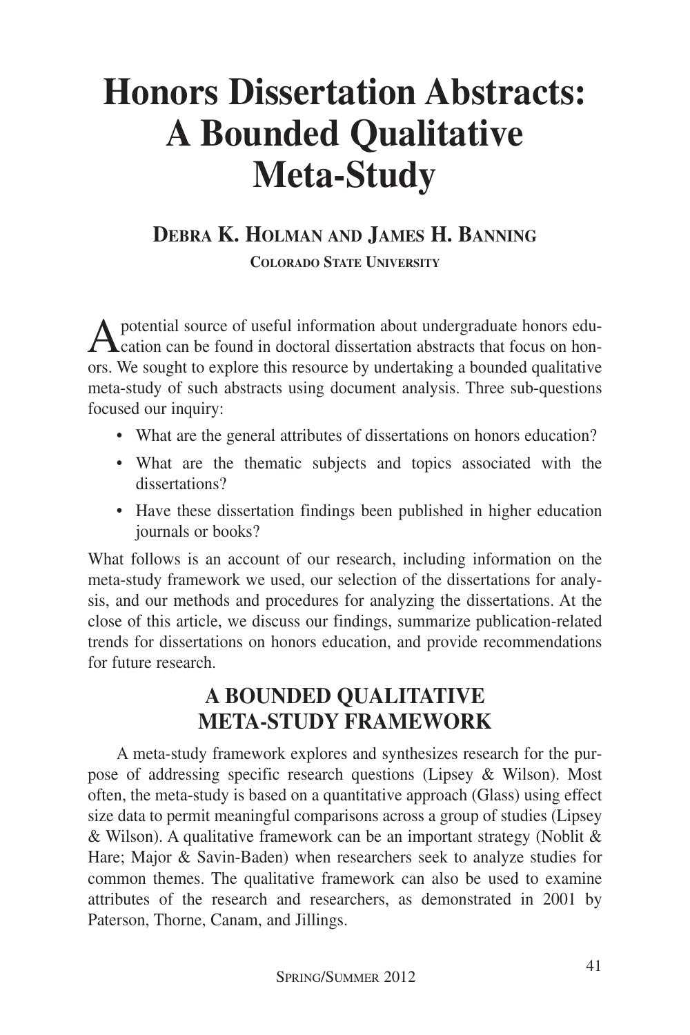# Honors Dissertation Abstracts: A Bounded Qualitative Meta-Study

**Debra K. Holman and James H. Banning**

**Colorado State University**

A potential source of useful information about undergraduate honors education can be found in doctoral dissertation abstracts that focus on honors. We sought to explore this resource by undertaking a bounded qualitative meta-study of such abstracts using document analysis. Three sub-questions focused our inquiry:

- What are the general attributes of dissertations on honors education?
- What are the thematic subjects and topics associated with the dissertations?
- Have these dissertation findings been published in higher education journals or books?

What follows is an account of our research, including information on the meta-study framework we used, our selection of the dissertations for analysis, and our methods and procedures for analyzing the dissertations. At the close of this article, we discuss our findings, summarize publication-related trends for dissertations on honors education, and provide recommendations for future research.

## A Bounded Qualitative Meta-Study Framework

A meta-study framework explores and synthesizes research for the purpose of addressing specific research questions (Lipsey & Wilson). Most often, the meta-study is based on a quantitative approach (Glass) using effect size data to permit meaningful comparisons across a group of studies (Lipsey & Wilson). A qualitative framework can be an important strategy (Noblit & Hare; Major & Savin-Baden) when researchers seek to analyze studies for common themes. The qualitative framework can also be used to examine attributes of the research and researchers, as demonstrated in 2001 by Paterson, Thorne, Canam, and Jillings.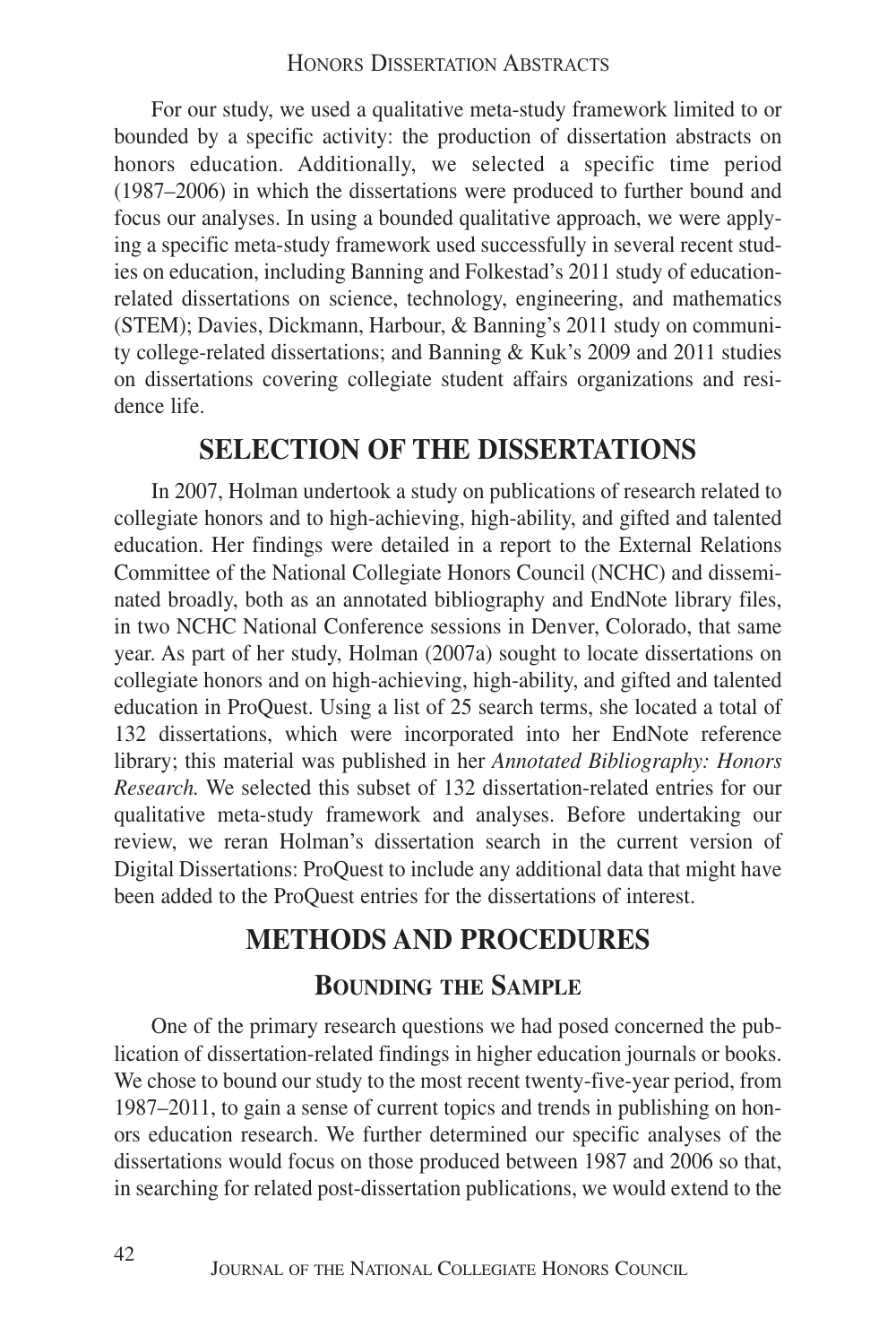For our study, we used a qualitative meta-study framework limited to or bounded by a specific activity: the production of dissertation abstracts on honors education. Additionally, we selected a specific time period (1987–2006) in which the dissertations were produced to further bound and focus our analyses. In using a bounded qualitative approach, we were applying a specific meta-study framework used successfully in several recent studies on education, including Banning and Folkestad's 2011 study of education-related dissertations on science, technology, engineering, and mathematics (STEM); Davies, Dickmann, Harbour, & Banning's 2011 study on community college-related dissertations; and Banning & Kuk's 2009 and 2011 studies on dissertations covering collegiate student affairs organizations and residence life.

## SELECTION OF THE DISSERTATIONS

In 2007, Holman undertook a study on publications of research related to collegiate honors and to high-achieving, high-ability, and gifted and talented education. Her findings were detailed in a report to the External Relations Committee of the National Collegiate Honors Council (NCHC) and disseminated broadly, both as an annotated bibliography and EndNote library files, in two NCHC National Conference sessions in Denver, Colorado, that same year. As part of her study, Holman (2007a) sought to locate dissertations on collegiate honors and on high-achieving, high-ability, and gifted and talented education in ProQuest. Using a list of 25 search terms, she located a total of 132 dissertations, which were incorporated into her EndNote reference library; this material was published in her *Annotated Bibliography: Honors Research.* We selected this subset of 132 dissertation-related entries for our qualitative meta-study framework and analyses. Before undertaking our review, we reran Holman's dissertation search in the current version of Digital Dissertations: ProQuest to include any additional data that might have been added to the ProQuest entries for the dissertations of interest.

## METHODS AND PROCEDURES

### BOUNDING THE SAMPLE

One of the primary research questions we had posed concerned the publication of dissertation-related findings in higher education journals or books. We chose to bound our study to the most recent twenty-five-year period, from 1987–2011, to gain a sense of current topics and trends in publishing on honors education research. We further determined our specific analyses of the dissertations would focus on those produced between 1987 and 2006 so that, in searching for related post-dissertation publications, we would extend to the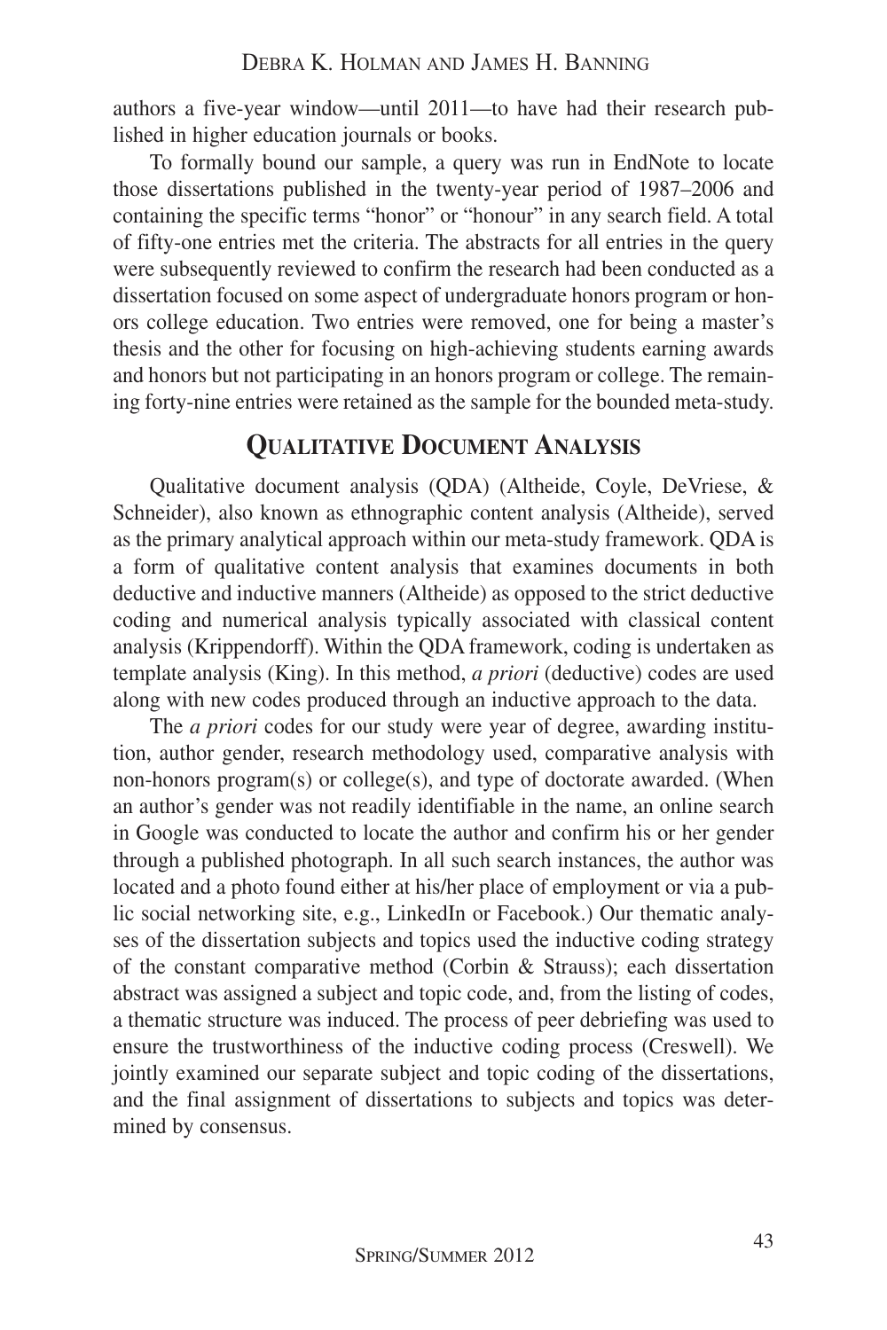authors a five-year window—until 2011—to have had their research published in higher education journals or books.

To formally bound our sample, a query was run in EndNote to locate those dissertations published in the twenty-year period of 1987–2006 and containing the specific terms "honor" or "honour" in any search field. A total of fifty-one entries met the criteria. The abstracts for all entries in the query were subsequently reviewed to confirm the research had been conducted as a dissertation focused on some aspect of undergraduate honors program or honors college education. Two entries were removed, one for being a master's thesis and the other for focusing on high-achieving students earning awards and honors but not participating in an honors program or college. The remaining forty-nine entries were retained as the sample for the bounded meta-study.

## Qualitative Document Analysis

Qualitative document analysis (QDA) (Altheide, Coyle, DeVriese, & Schneider), also known as ethnographic content analysis (Altheide), served as the primary analytical approach within our meta-study framework. QDA is a form of qualitative content analysis that examines documents in both deductive and inductive manners (Altheide) as opposed to the strict deductive coding and numerical analysis typically associated with classical content analysis (Krippendorff). Within the QDA framework, coding is undertaken as template analysis (King). In this method, *a priori* (deductive) codes are used along with new codes produced through an inductive approach to the data.

The *a priori* codes for our study were year of degree, awarding institution, author gender, research methodology used, comparative analysis with non-honors program(s) or college(s), and type of doctorate awarded. (When an author's gender was not readily identifiable in the name, an online search in Google was conducted to locate the author and confirm his or her gender through a published photograph. In all such search instances, the author was located and a photo found either at his/her place of employment or via a public social networking site, e.g., LinkedIn or Facebook.) Our thematic analyses of the dissertation subjects and topics used the inductive coding strategy of the constant comparative method (Corbin & Strauss); each dissertation abstract was assigned a subject and topic code, and, from the listing of codes, a thematic structure was induced. The process of peer debriefing was used to ensure the trustworthiness of the inductive coding process (Creswell). We jointly examined our separate subject and topic coding of the dissertations, and the final assignment of dissertations to subjects and topics was determined by consensus.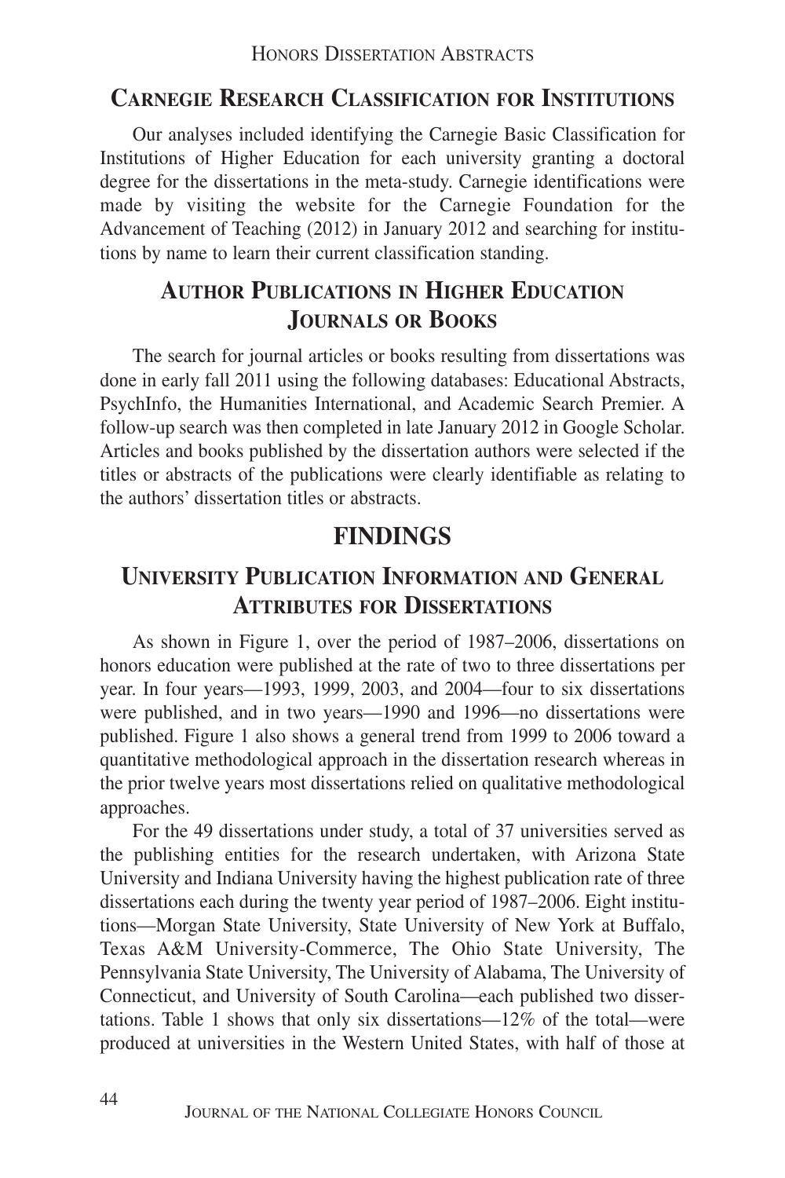## Carnegie Research Classification for Institutions

Our analyses included identifying the Carnegie Basic Classification for Institutions of Higher Education for each university granting a doctoral degree for the dissertations in the meta-study. Carnegie identifications were made by visiting the website for the Carnegie Foundation for the Advancement of Teaching (2012) in January 2012 and searching for institutions by name to learn their current classification standing.

## Author Publications in Higher Education Journals or Books

The search for journal articles or books resulting from dissertations was done in early fall 2011 using the following databases: Educational Abstracts, PsychInfo, the Humanities International, and Academic Search Premier. A follow-up search was then completed in late January 2012 in Google Scholar. Articles and books published by the dissertation authors were selected if the titles or abstracts of the publications were clearly identifiable as relating to the authors' dissertation titles or abstracts.

# FINDINGS

## University Publication Information and General Attributes for Dissertations

As shown in Figure 1, over the period of 1987–2006, dissertations on honors education were published at the rate of two to three dissertations per year. In four years—1993, 1999, 2003, and 2004—four to six dissertations were published, and in two years—1990 and 1996—no dissertations were published. Figure 1 also shows a general trend from 1999 to 2006 toward a quantitative methodological approach in the dissertation research whereas in the prior twelve years most dissertations relied on qualitative methodological approaches.

For the 49 dissertations under study, a total of 37 universities served as the publishing entities for the research undertaken, with Arizona State University and Indiana University having the highest publication rate of three dissertations each during the twenty year period of 1987–2006. Eight institutions—Morgan State University, State University of New York at Buffalo, Texas A&M University-Commerce, The Ohio State University, The Pennsylvania State University, The University of Alabama, The University of Connecticut, and University of South Carolina—each published two dissertations. Table 1 shows that only six dissertations—12% of the total—were produced at universities in the Western United States, with half of those at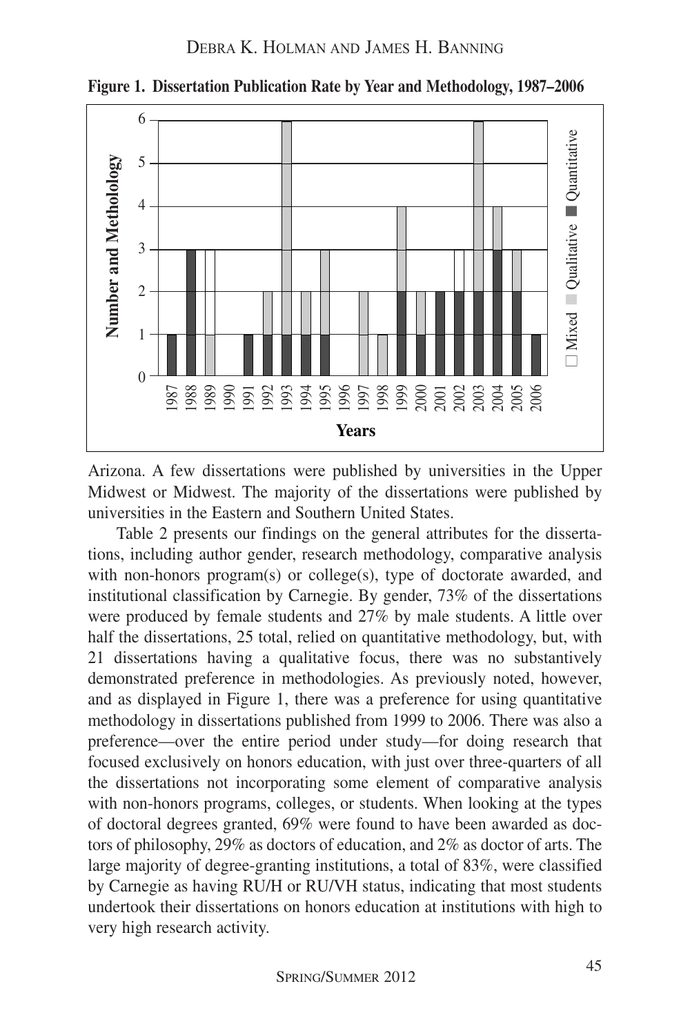**Figure 1. Dissertation Publication Rate by Year and Methodology, 1987–2006**

Arizona. A few dissertations were published by universities in the Upper Midwest or Midwest. The majority of the dissertations were published by universities in the Eastern and Southern United States.

Table 2 presents our findings on the general attributes for the dissertations, including author gender, research methodology, comparative analysis with non-honors program(s) or college(s), type of doctorate awarded, and institutional classification by Carnegie. By gender, 73% of the dissertations were produced by female students and 27% by male students. A little over half the dissertations, 25 total, relied on quantitative methodology, but, with 21 dissertations having a qualitative focus, there was no substantively demonstrated preference in methodologies. As previously noted, however, and as displayed in Figure 1, there was a preference for using quantitative methodology in dissertations published from 1999 to 2006. There was also a preference—over the entire period under study—for doing research that focused exclusively on honors education, with just over three-quarters of all the dissertations not incorporating some element of comparative analysis with non-honors programs, colleges, or students. When looking at the types of doctoral degrees granted, 69% were found to have been awarded as doctors of philosophy, 29% as doctors of education, and 2% as doctor of arts. The large majority of degree-granting institutions, a total of 83%, were classified by Carnegie as having RU/H or RU/VH status, indicating that most students undertook their dissertations on honors education at institutions with high to very high research activity.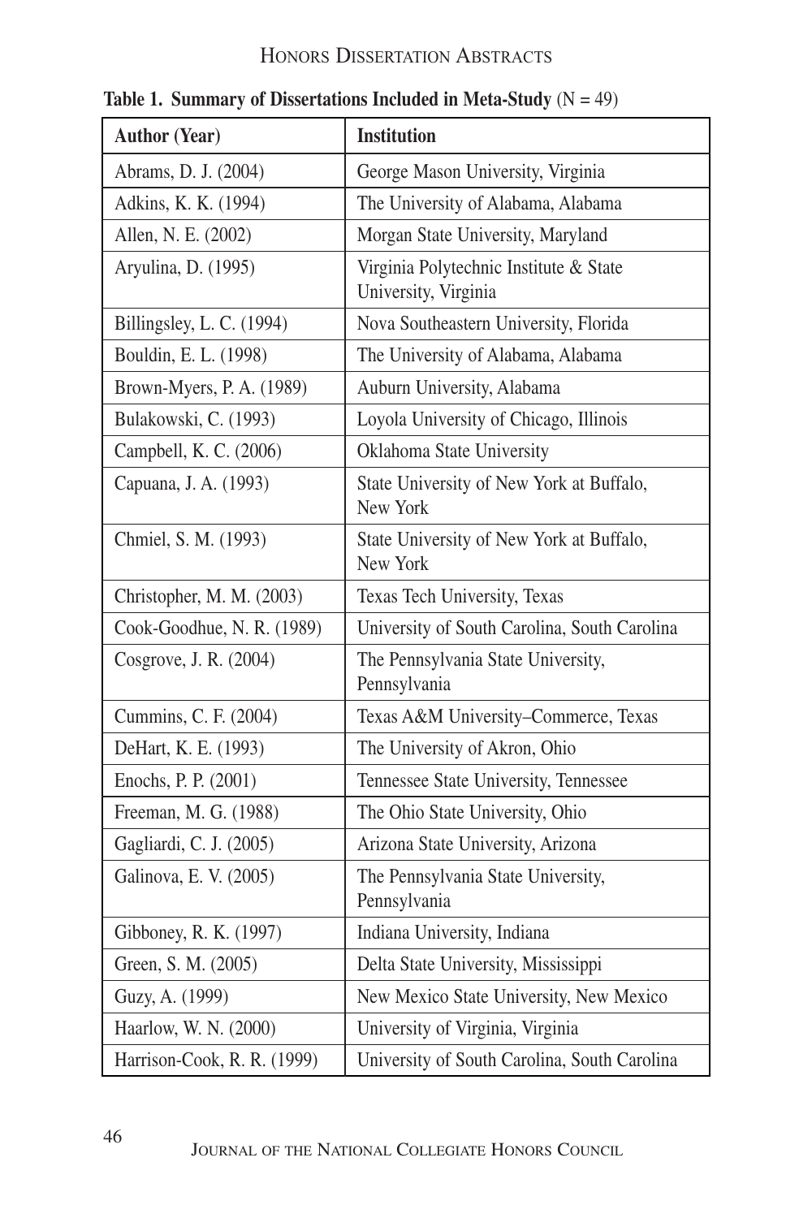**Table 1. Summary of Dissertations Included in Meta-Study** (N = 49)

| Author (Year) | Institution |
|---|---|
| Abrams, D. J. (2004) | George Mason University, Virginia |
| Adkins, K. K. (1994) | The University of Alabama, Alabama |
| Allen, N. E. (2002) | Morgan State University, Maryland |
| Aryulina, D. (1995) | Virginia Polytechnic Institute & State University, Virginia |
| Billingsley, L. C. (1994) | Nova Southeastern University, Florida |
| Bouldin, E. L. (1998) | The University of Alabama, Alabama |
| Brown-Myers, P. A. (1989) | Auburn University, Alabama |
| Bulakowski, C. (1993) | Loyola University of Chicago, Illinois |
| Campbell, K. C. (2006) | Oklahoma State University |
| Capuana, J. A. (1993) | State University of New York at Buffalo, New York |
| Chmiel, S. M. (1993) | State University of New York at Buffalo, New York |
| Christopher, M. M. (2003) | Texas Tech University, Texas |
| Cook-Goodhue, N. R. (1989) | University of South Carolina, South Carolina |
| Cosgrove, J. R. (2004) | The Pennsylvania State University, Pennsylvania |
| Cummins, C. F. (2004) | Texas A&M University–Commerce, Texas |
| DeHart, K. E. (1993) | The University of Akron, Ohio |
| Enochs, P. P. (2001) | Tennessee State University, Tennessee |
| Freeman, M. G. (1988) | The Ohio State University, Ohio |
| Gagliardi, C. J. (2005) | Arizona State University, Arizona |
| Galinova, E. V. (2005) | The Pennsylvania State University, Pennsylvania |
| Gibboney, R. K. (1997) | Indiana University, Indiana |
| Green, S. M. (2005) | Delta State University, Mississippi |
| Guzy, A. (1999) | New Mexico State University, New Mexico |
| Haarlow, W. N. (2000) | University of Virginia, Virginia |
| Harrison-Cook, R. R. (1999) | University of South Carolina, South Carolina |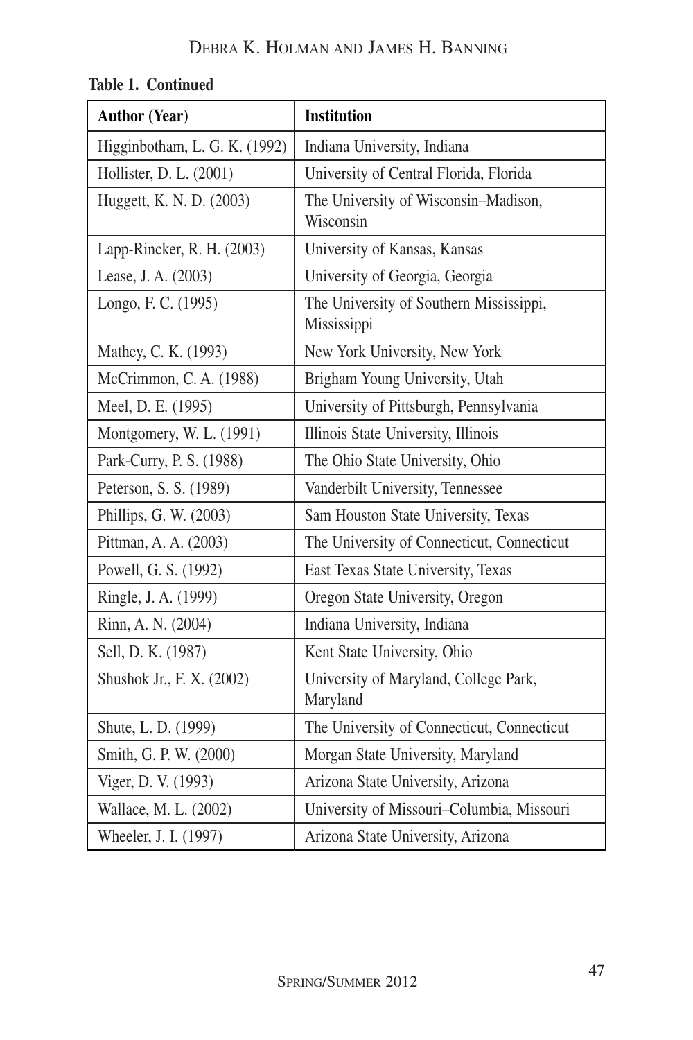**Table 1. Continued**

| Author (Year) | Institution |
|---|---|
| Higginbotham, L. G. K. (1992) | Indiana University, Indiana |
| Hollister, D. L. (2001) | University of Central Florida, Florida |
| Huggett, K. N. D. (2003) | The University of Wisconsin–Madison, Wisconsin |
| Lapp-Rincker, R. H. (2003) | University of Kansas, Kansas |
| Lease, J. A. (2003) | University of Georgia, Georgia |
| Longo, F. C. (1995) | The University of Southern Mississippi, Mississippi |
| Mathey, C. K. (1993) | New York University, New York |
| McCrimmon, C. A. (1988) | Brigham Young University, Utah |
| Meel, D. E. (1995) | University of Pittsburgh, Pennsylvania |
| Montgomery, W. L. (1991) | Illinois State University, Illinois |
| Park-Curry, P. S. (1988) | The Ohio State University, Ohio |
| Peterson, S. S. (1989) | Vanderbilt University, Tennessee |
| Phillips, G. W. (2003) | Sam Houston State University, Texas |
| Pittman, A. A. (2003) | The University of Connecticut, Connecticut |
| Powell, G. S. (1992) | East Texas State University, Texas |
| Ringle, J. A. (1999) | Oregon State University, Oregon |
| Rinn, A. N. (2004) | Indiana University, Indiana |
| Sell, D. K. (1987) | Kent State University, Ohio |
| Shushok Jr., F. X. (2002) | University of Maryland, College Park, Maryland |
| Shute, L. D. (1999) | The University of Connecticut, Connecticut |
| Smith, G. P. W. (2000) | Morgan State University, Maryland |
| Viger, D. V. (1993) | Arizona State University, Arizona |
| Wallace, M. L. (2002) | University of Missouri–Columbia, Missouri |
| Wheeler, J. I. (1997) | Arizona State University, Arizona |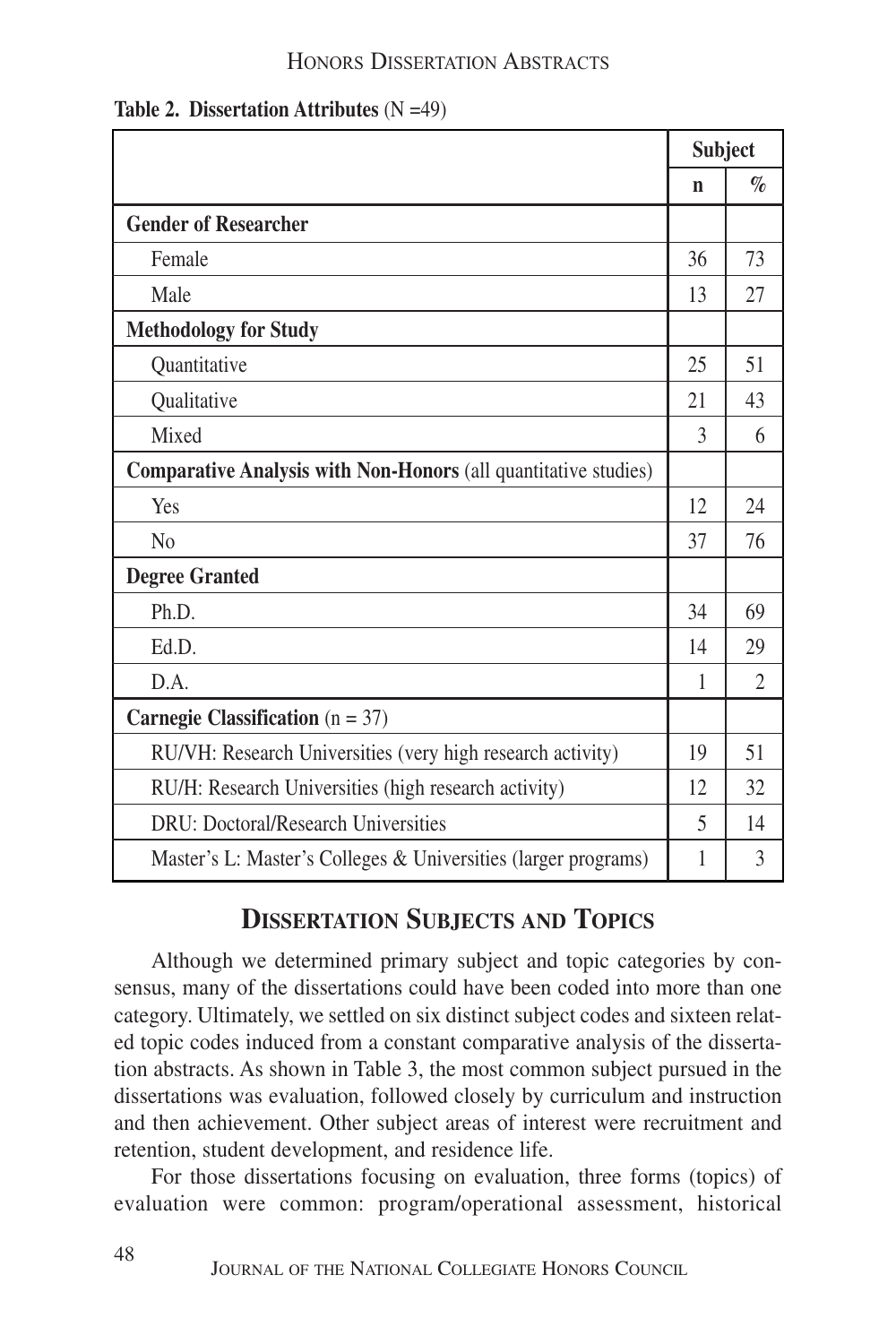**Table 2. Dissertation Attributes** (N =49)

| | Subject | |
|---|---|---|
| | **n** | **%** |
| **Gender of Researcher** | | |
| Female | 36 | 73 |
| Male | 13 | 27 |
| **Methodology for Study** | | |
| Quantitative | 25 | 51 |
| Qualitative | 21 | 43 |
| Mixed | 3 | 6 |
| **Comparative Analysis with Non-Honors** (all quantitative studies) | | |
| Yes | 12 | 24 |
| No | 37 | 76 |
| **Degree Granted** | | |
| Ph.D. | 34 | 69 |
| Ed.D. | 14 | 29 |
| D.A. | 1 | 2 |
| **Carnegie Classification** (n = 37) | | |
| RU/VH: Research Universities (very high research activity) | 19 | 51 |
| RU/H: Research Universities (high research activity) | 12 | 32 |
| DRU: Doctoral/Research Universities | 5 | 14 |
| Master's L: Master's Colleges & Universities (larger programs) | 1 | 3 |

## Dissertation Subjects and Topics

Although we determined primary subject and topic categories by consensus, many of the dissertations could have been coded into more than one category. Ultimately, we settled on six distinct subject codes and sixteen related topic codes induced from a constant comparative analysis of the dissertation abstracts. As shown in Table 3, the most common subject pursued in the dissertations was evaluation, followed closely by curriculum and instruction and then achievement. Other subject areas of interest were recruitment and retention, student development, and residence life.

For those dissertations focusing on evaluation, three forms (topics) of evaluation were common: program/operational assessment, historical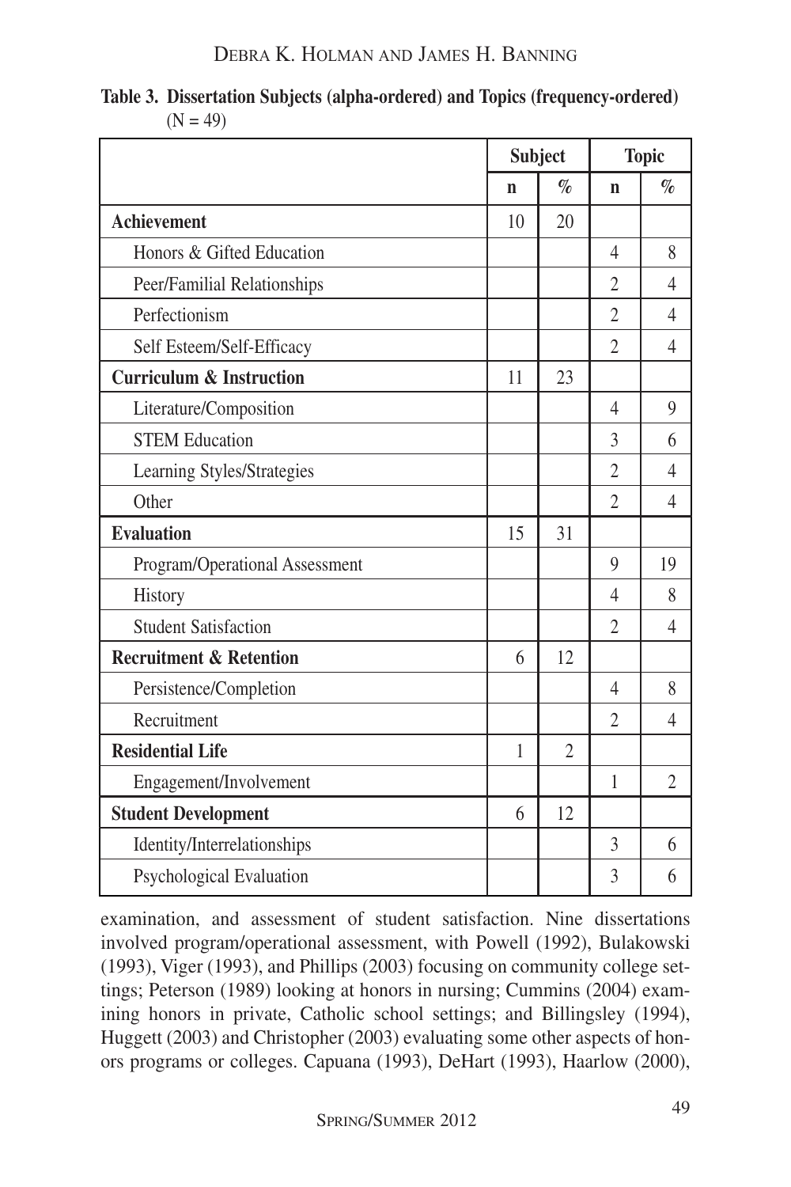**Table 3. Dissertation Subjects (alpha-ordered) and Topics (frequency-ordered) (N = 49)**

| | Subject | | Topic | |
|---|---|---|---|---|
| | n | % | n | % |
| **Achievement** | 10 | 20 | | |
| Honors & Gifted Education | | | 4 | 8 |
| Peer/Familial Relationships | | | 2 | 4 |
| Perfectionism | | | 2 | 4 |
| Self Esteem/Self-Efficacy | | | 2 | 4 |
| **Curriculum & Instruction** | 11 | 23 | | |
| Literature/Composition | | | 4 | 9 |
| STEM Education | | | 3 | 6 |
| Learning Styles/Strategies | | | 2 | 4 |
| Other | | | 2 | 4 |
| **Evaluation** | 15 | 31 | | |
| Program/Operational Assessment | | | 9 | 19 |
| History | | | 4 | 8 |
| Student Satisfaction | | | 2 | 4 |
| **Recruitment & Retention** | 6 | 12 | | |
| Persistence/Completion | | | 4 | 8 |
| Recruitment | | | 2 | 4 |
| **Residential Life** | 1 | 2 | | |
| Engagement/Involvement | | | 1 | 2 |
| **Student Development** | 6 | 12 | | |
| Identity/Interrelationships | | | 3 | 6 |
| Psychological Evaluation | | | 3 | 6 |

examination, and assessment of student satisfaction. Nine dissertations involved program/operational assessment, with Powell (1992), Bulakowski (1993), Viger (1993), and Phillips (2003) focusing on community college settings; Peterson (1989) looking at honors in nursing; Cummins (2004) examining honors in private, Catholic school settings; and Billingsley (1994), Huggett (2003) and Christopher (2003) evaluating some other aspects of honors programs or colleges. Capuana (1993), DeHart (1993), Haarlow (2000),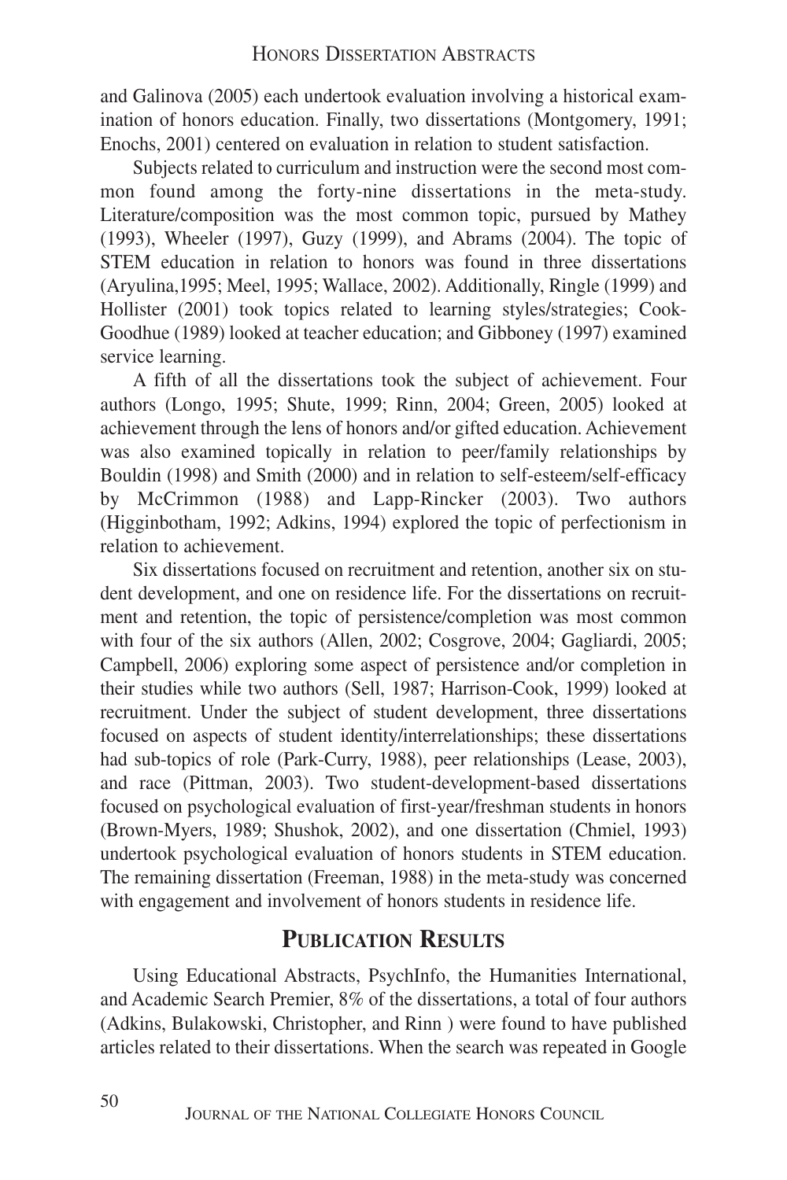and Galinova (2005) each undertook evaluation involving a historical examination of honors education. Finally, two dissertations (Montgomery, 1991; Enochs, 2001) centered on evaluation in relation to student satisfaction.

Subjects related to curriculum and instruction were the second most common found among the forty-nine dissertations in the meta-study. Literature/composition was the most common topic, pursued by Mathey (1993), Wheeler (1997), Guzy (1999), and Abrams (2004). The topic of STEM education in relation to honors was found in three dissertations (Aryulina,1995; Meel, 1995; Wallace, 2002). Additionally, Ringle (1999) and Hollister (2001) took topics related to learning styles/strategies; Cook-Goodhue (1989) looked at teacher education; and Gibboney (1997) examined service learning.

A fifth of all the dissertations took the subject of achievement. Four authors (Longo, 1995; Shute, 1999; Rinn, 2004; Green, 2005) looked at achievement through the lens of honors and/or gifted education. Achievement was also examined topically in relation to peer/family relationships by Bouldin (1998) and Smith (2000) and in relation to self-esteem/self-efficacy by McCrimmon (1988) and Lapp-Rincker (2003). Two authors (Higginbotham, 1992; Adkins, 1994) explored the topic of perfectionism in relation to achievement.

Six dissertations focused on recruitment and retention, another six on student development, and one on residence life. For the dissertations on recruitment and retention, the topic of persistence/completion was most common with four of the six authors (Allen, 2002; Cosgrove, 2004; Gagliardi, 2005; Campbell, 2006) exploring some aspect of persistence and/or completion in their studies while two authors (Sell, 1987; Harrison-Cook, 1999) looked at recruitment. Under the subject of student development, three dissertations focused on aspects of student identity/interrelationships; these dissertations had sub-topics of role (Park-Curry, 1988), peer relationships (Lease, 2003), and race (Pittman, 2003). Two student-development-based dissertations focused on psychological evaluation of first-year/freshman students in honors (Brown-Myers, 1989; Shushok, 2002), and one dissertation (Chmiel, 1993) undertook psychological evaluation of honors students in STEM education. The remaining dissertation (Freeman, 1988) in the meta-study was concerned with engagement and involvement of honors students in residence life.

## Publication Results

Using Educational Abstracts, PsychInfo, the Humanities International, and Academic Search Premier, 8% of the dissertations, a total of four authors (Adkins, Bulakowski, Christopher, and Rinn ) were found to have published articles related to their dissertations. When the search was repeated in Google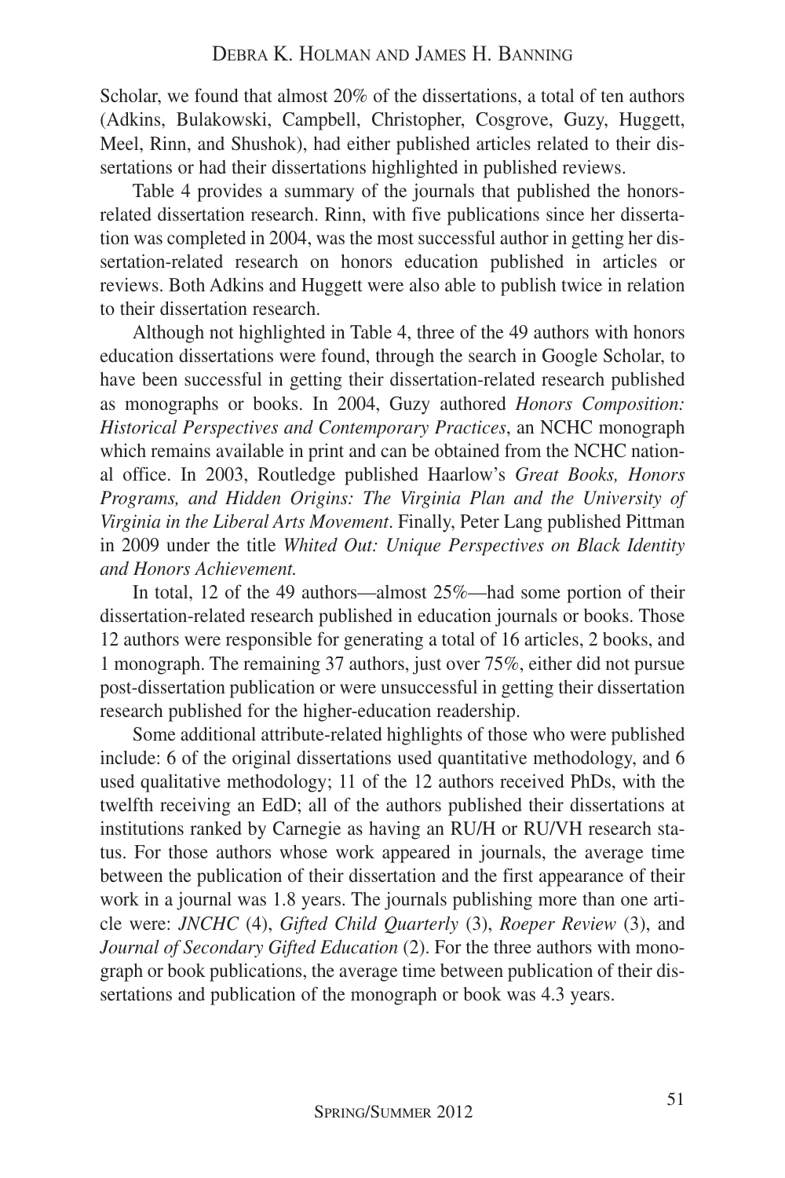Scholar, we found that almost 20% of the dissertations, a total of ten authors (Adkins, Bulakowski, Campbell, Christopher, Cosgrove, Guzy, Huggett, Meel, Rinn, and Shushok), had either published articles related to their dissertations or had their dissertations highlighted in published reviews.

Table 4 provides a summary of the journals that published the honors-related dissertation research. Rinn, with five publications since her dissertation was completed in 2004, was the most successful author in getting her dissertation-related research on honors education published in articles or reviews. Both Adkins and Huggett were also able to publish twice in relation to their dissertation research.

Although not highlighted in Table 4, three of the 49 authors with honors education dissertations were found, through the search in Google Scholar, to have been successful in getting their dissertation-related research published as monographs or books. In 2004, Guzy authored *Honors Composition: Historical Perspectives and Contemporary Practices*, an NCHC monograph which remains available in print and can be obtained from the NCHC national office. In 2003, Routledge published Haarlow's *Great Books, Honors Programs, and Hidden Origins: The Virginia Plan and the University of Virginia in the Liberal Arts Movement*. Finally, Peter Lang published Pittman in 2009 under the title *Whited Out: Unique Perspectives on Black Identity and Honors Achievement.*

In total, 12 of the 49 authors—almost 25%—had some portion of their dissertation-related research published in education journals or books. Those 12 authors were responsible for generating a total of 16 articles, 2 books, and 1 monograph. The remaining 37 authors, just over 75%, either did not pursue post-dissertation publication or were unsuccessful in getting their dissertation research published for the higher-education readership.

Some additional attribute-related highlights of those who were published include: 6 of the original dissertations used quantitative methodology, and 6 used qualitative methodology; 11 of the 12 authors received PhDs, with the twelfth receiving an EdD; all of the authors published their dissertations at institutions ranked by Carnegie as having an RU/H or RU/VH research status. For those authors whose work appeared in journals, the average time between the publication of their dissertation and the first appearance of their work in a journal was 1.8 years. The journals publishing more than one article were: *JNCHC* (4), *Gifted Child Quarterly* (3), *Roeper Review* (3), and *Journal of Secondary Gifted Education* (2). For the three authors with monograph or book publications, the average time between publication of their dissertations and publication of the monograph or book was 4.3 years.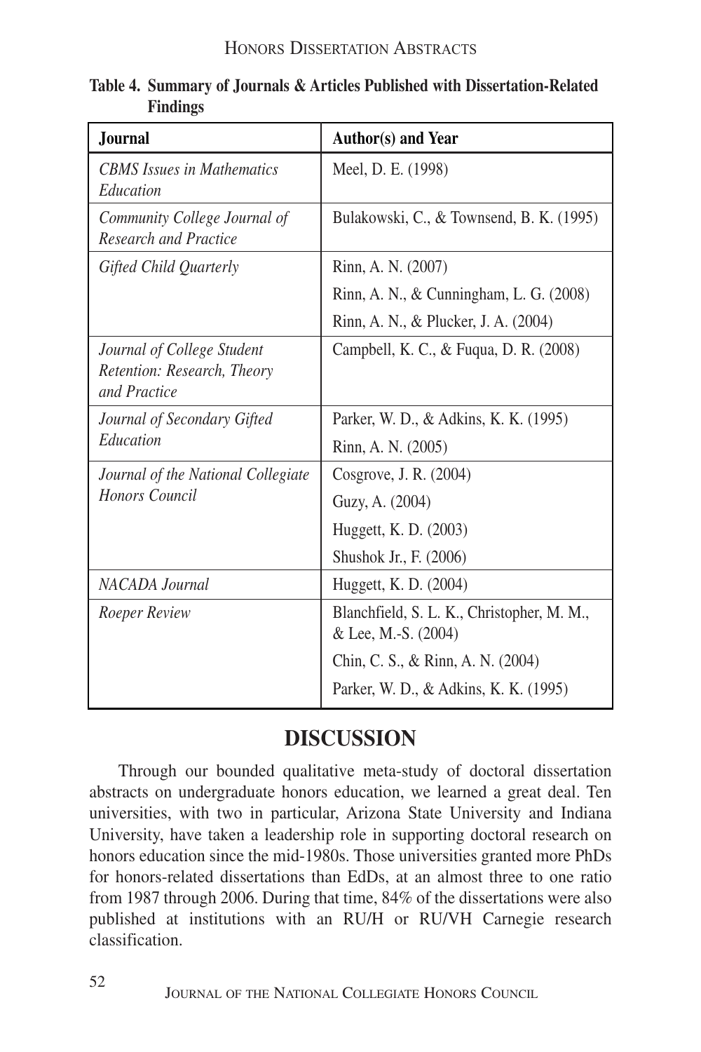**Table 4. Summary of Journals & Articles Published with Dissertation-Related Findings**

| Journal | Author(s) and Year |
|---|---|
| *CBMS Issues in Mathematics Education* | Meel, D. E. (1998) |
| *Community College Journal of Research and Practice* | Bulakowski, C., & Townsend, B. K. (1995) |
| *Gifted Child Quarterly* | Rinn, A. N. (2007) |
| | Rinn, A. N., & Cunningham, L. G. (2008) |
| | Rinn, A. N., & Plucker, J. A. (2004) |
| *Journal of College Student Retention: Research, Theory and Practice* | Campbell, K. C., & Fuqua, D. R. (2008) |
| *Journal of Secondary Gifted Education* | Parker, W. D., & Adkins, K. K. (1995) |
| | Rinn, A. N. (2005) |
| *Journal of the National Collegiate Honors Council* | Cosgrove, J. R. (2004) |
| | Guzy, A. (2004) |
| | Huggett, K. D. (2003) |
| | Shushok Jr., F. (2006) |
| *NACADA Journal* | Huggett, K. D. (2004) |
| *Roeper Review* | Blanchfield, S. L. K., Christopher, M. M., & Lee, M.-S. (2004) |
| | Chin, C. S., & Rinn, A. N. (2004) |
| | Parker, W. D., & Adkins, K. K. (1995) |

## DISCUSSION

Through our bounded qualitative meta-study of doctoral dissertation abstracts on undergraduate honors education, we learned a great deal. Ten universities, with two in particular, Arizona State University and Indiana University, have taken a leadership role in supporting doctoral research on honors education since the mid-1980s. Those universities granted more PhDs for honors-related dissertations than EdDs, at an almost three to one ratio from 1987 through 2006. During that time, 84% of the dissertations were also published at institutions with an RU/H or RU/VH Carnegie research classification.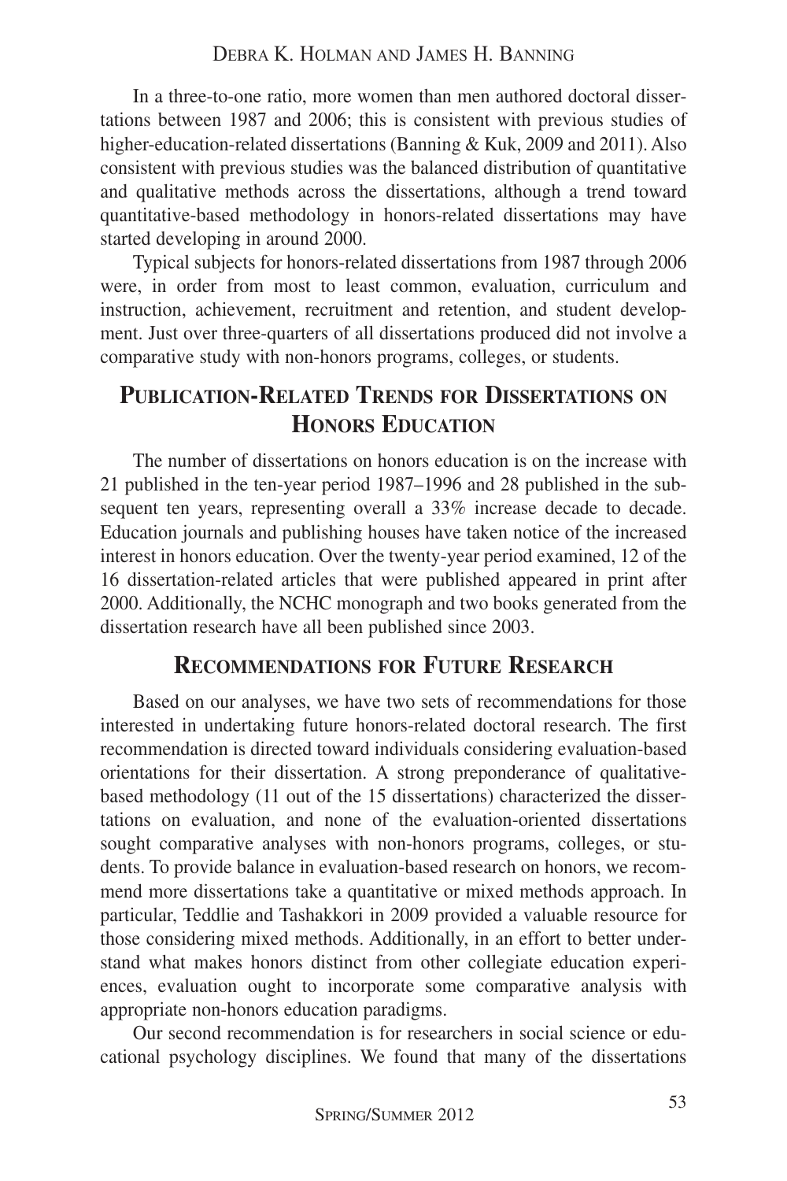In a three-to-one ratio, more women than men authored doctoral dissertations between 1987 and 2006; this is consistent with previous studies of higher-education-related dissertations (Banning & Kuk, 2009 and 2011). Also consistent with previous studies was the balanced distribution of quantitative and qualitative methods across the dissertations, although a trend toward quantitative-based methodology in honors-related dissertations may have started developing in around 2000.

Typical subjects for honors-related dissertations from 1987 through 2006 were, in order from most to least common, evaluation, curriculum and instruction, achievement, recruitment and retention, and student development. Just over three-quarters of all dissertations produced did not involve a comparative study with non-honors programs, colleges, or students.

## Publication-Related Trends for Dissertations on Honors Education

The number of dissertations on honors education is on the increase with 21 published in the ten-year period 1987–1996 and 28 published in the subsequent ten years, representing overall a 33% increase decade to decade. Education journals and publishing houses have taken notice of the increased interest in honors education. Over the twenty-year period examined, 12 of the 16 dissertation-related articles that were published appeared in print after 2000. Additionally, the NCHC monograph and two books generated from the dissertation research have all been published since 2003.

## Recommendations for Future Research

Based on our analyses, we have two sets of recommendations for those interested in undertaking future honors-related doctoral research. The first recommendation is directed toward individuals considering evaluation-based orientations for their dissertation. A strong preponderance of qualitative-based methodology (11 out of the 15 dissertations) characterized the dissertations on evaluation, and none of the evaluation-oriented dissertations sought comparative analyses with non-honors programs, colleges, or students. To provide balance in evaluation-based research on honors, we recommend more dissertations take a quantitative or mixed methods approach. In particular, Teddlie and Tashakkori in 2009 provided a valuable resource for those considering mixed methods. Additionally, in an effort to better understand what makes honors distinct from other collegiate education experiences, evaluation ought to incorporate some comparative analysis with appropriate non-honors education paradigms.

Our second recommendation is for researchers in social science or educational psychology disciplines. We found that many of the dissertations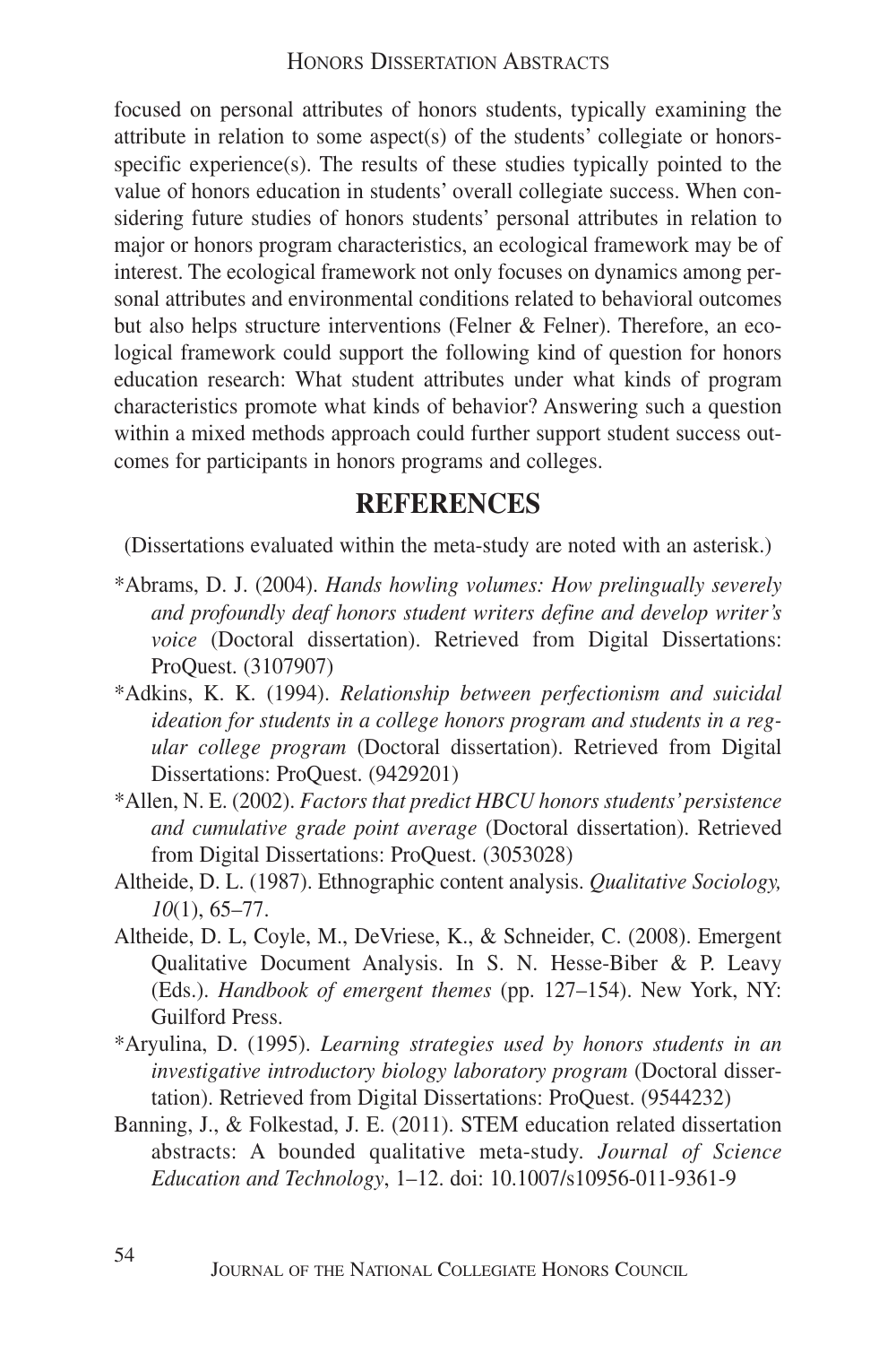focused on personal attributes of honors students, typically examining the attribute in relation to some aspect(s) of the students' collegiate or honors-specific experience(s). The results of these studies typically pointed to the value of honors education in students' overall collegiate success. When considering future studies of honors students' personal attributes in relation to major or honors program characteristics, an ecological framework may be of interest. The ecological framework not only focuses on dynamics among personal attributes and environmental conditions related to behavioral outcomes but also helps structure interventions (Felner & Felner). Therefore, an ecological framework could support the following kind of question for honors education research: What student attributes under what kinds of program characteristics promote what kinds of behavior? Answering such a question within a mixed methods approach could further support student success outcomes for participants in honors programs and colleges.

## REFERENCES

(Dissertations evaluated within the meta-study are noted with an asterisk.)

*Abrams, D. J. (2004). *Hands howling volumes: How prelingually severely and profoundly deaf honors student writers define and develop writer's voice* (Doctoral dissertation). Retrieved from Digital Dissertations: ProQuest. (3107907)

*Adkins, K. K. (1994). *Relationship between perfectionism and suicidal ideation for students in a college honors program and students in a regular college program* (Doctoral dissertation). Retrieved from Digital Dissertations: ProQuest. (9429201)

*Allen, N. E. (2002). *Factors that predict HBCU honors students' persistence and cumulative grade point average* (Doctoral dissertation). Retrieved from Digital Dissertations: ProQuest. (3053028)

Altheide, D. L. (1987). Ethnographic content analysis. *Qualitative Sociology, 10*(1), 65–77.

Altheide, D. L, Coyle, M., DeVriese, K., & Schneider, C. (2008). Emergent Qualitative Document Analysis. In S. N. Hesse-Biber & P. Leavy (Eds.). *Handbook of emergent themes* (pp. 127–154). New York, NY: Guilford Press.

*Aryulina, D. (1995). *Learning strategies used by honors students in an investigative introductory biology laboratory program* (Doctoral dissertation). Retrieved from Digital Dissertations: ProQuest. (9544232)

Banning, J., & Folkestad, J. E. (2011). STEM education related dissertation abstracts: A bounded qualitative meta-study. *Journal of Science Education and Technology*, 1–12. doi: 10.1007/s10956-011-9361-9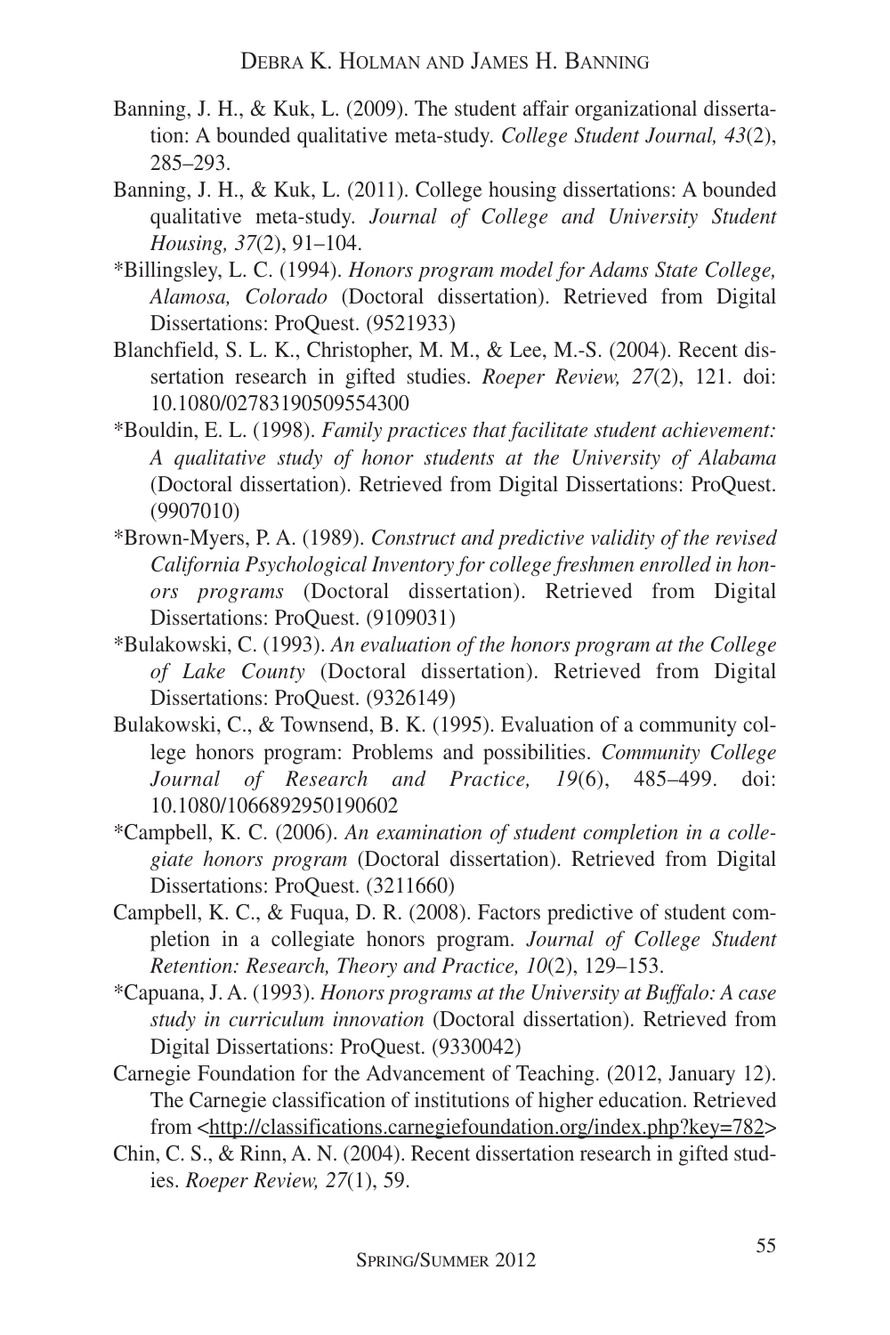Banning, J. H., & Kuk, L. (2009). The student affair organizational dissertation: A bounded qualitative meta-study. *College Student Journal, 43*(2), 285–293.

Banning, J. H., & Kuk, L. (2011). College housing dissertations: A bounded qualitative meta-study. *Journal of College and University Student Housing, 37*(2), 91–104.

*Billingsley, L. C. (1994). *Honors program model for Adams State College, Alamosa, Colorado* (Doctoral dissertation). Retrieved from Digital Dissertations: ProQuest. (9521933)

Blanchfield, S. L. K., Christopher, M. M., & Lee, M.-S. (2004). Recent dissertation research in gifted studies. *Roeper Review, 27*(2), 121. doi: 10.1080/02783190509554300

*Bouldin, E. L. (1998). *Family practices that facilitate student achievement: A qualitative study of honor students at the University of Alabama* (Doctoral dissertation). Retrieved from Digital Dissertations: ProQuest. (9907010)

*Brown-Myers, P. A. (1989). *Construct and predictive validity of the revised California Psychological Inventory for college freshmen enrolled in honors programs* (Doctoral dissertation). Retrieved from Digital Dissertations: ProQuest. (9109031)

*Bulakowski, C. (1993). *An evaluation of the honors program at the College of Lake County* (Doctoral dissertation). Retrieved from Digital Dissertations: ProQuest. (9326149)

Bulakowski, C., & Townsend, B. K. (1995). Evaluation of a community college honors program: Problems and possibilities. *Community College Journal of Research and Practice, 19*(6), 485–499. doi: 10.1080/1066892950190602

*Campbell, K. C. (2006). *An examination of student completion in a collegiate honors program* (Doctoral dissertation). Retrieved from Digital Dissertations: ProQuest. (3211660)

Campbell, K. C., & Fuqua, D. R. (2008). Factors predictive of student completion in a collegiate honors program. *Journal of College Student Retention: Research, Theory and Practice, 10*(2), 129–153.

*Capuana, J. A. (1993). *Honors programs at the University at Buffalo: A case study in curriculum innovation* (Doctoral dissertation). Retrieved from Digital Dissertations: ProQuest. (9330042)

Carnegie Foundation for the Advancement of Teaching. (2012, January 12). The Carnegie classification of institutions of higher education. Retrieved from <http://classifications.carnegiefoundation.org/index.php?key=782>

Chin, C. S., & Rinn, A. N. (2004). Recent dissertation research in gifted studies. *Roeper Review, 27*(1), 59.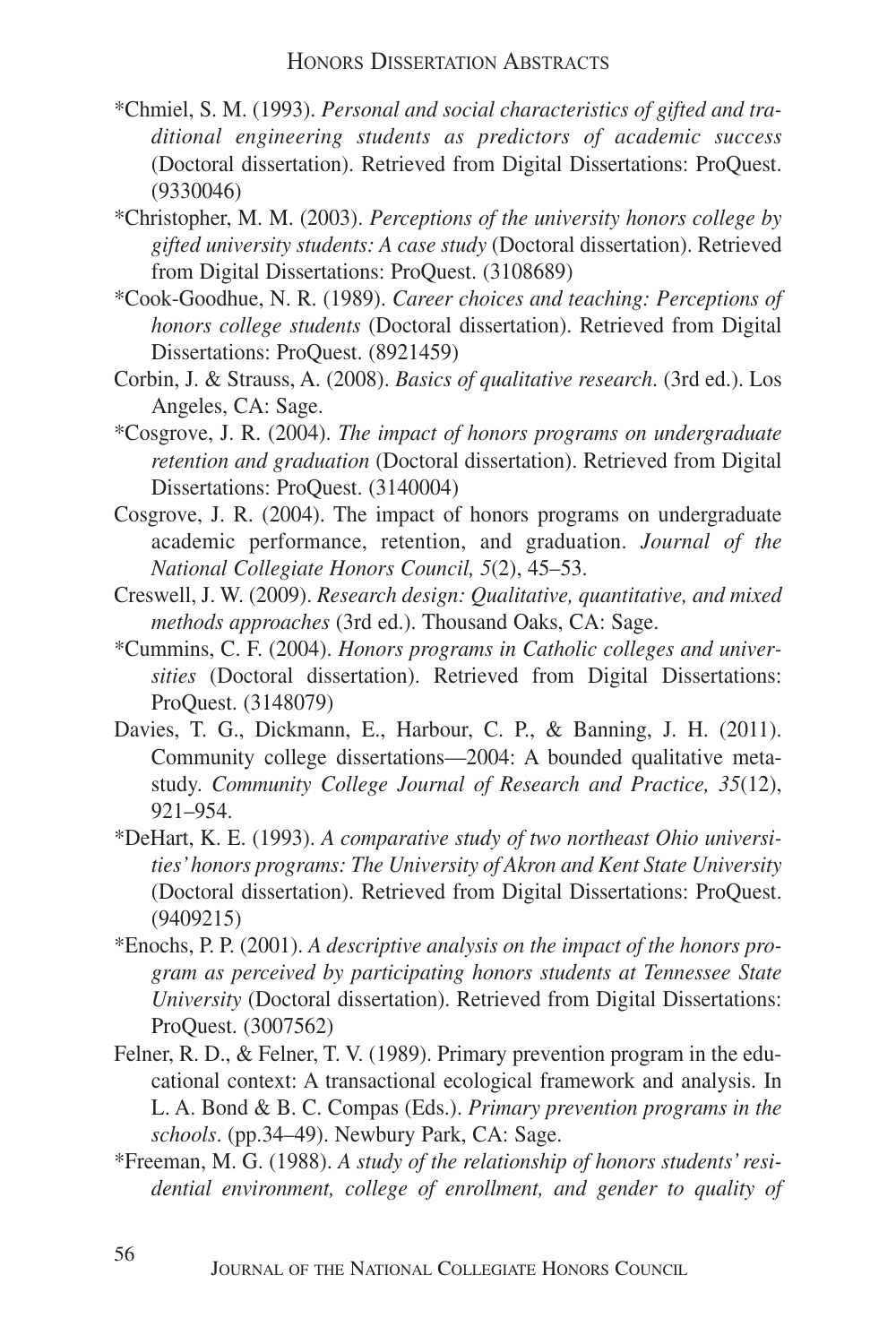*Chmiel, S. M. (1993). *Personal and social characteristics of gifted and traditional engineering students as predictors of academic success* (Doctoral dissertation). Retrieved from Digital Dissertations: ProQuest. (9330046)

*Christopher, M. M. (2003). *Perceptions of the university honors college by gifted university students: A case study* (Doctoral dissertation). Retrieved from Digital Dissertations: ProQuest. (3108689)

*Cook-Goodhue, N. R. (1989). *Career choices and teaching: Perceptions of honors college students* (Doctoral dissertation). Retrieved from Digital Dissertations: ProQuest. (8921459)

Corbin, J. & Strauss, A. (2008). *Basics of qualitative research*. (3rd ed.). Los Angeles, CA: Sage.

*Cosgrove, J. R. (2004). *The impact of honors programs on undergraduate retention and graduation* (Doctoral dissertation). Retrieved from Digital Dissertations: ProQuest. (3140004)

Cosgrove, J. R. (2004). The impact of honors programs on undergraduate academic performance, retention, and graduation. *Journal of the National Collegiate Honors Council, 5*(2), 45–53.

Creswell, J. W. (2009). *Research design: Qualitative, quantitative, and mixed methods approaches* (3rd ed.). Thousand Oaks, CA: Sage.

*Cummins, C. F. (2004). *Honors programs in Catholic colleges and universities* (Doctoral dissertation). Retrieved from Digital Dissertations: ProQuest. (3148079)

Davies, T. G., Dickmann, E., Harbour, C. P., & Banning, J. H. (2011). Community college dissertations—2004: A bounded qualitative meta-study. *Community College Journal of Research and Practice, 35*(12), 921–954.

*DeHart, K. E. (1993). *A comparative study of two northeast Ohio universities' honors programs: The University of Akron and Kent State University* (Doctoral dissertation). Retrieved from Digital Dissertations: ProQuest. (9409215)

*Enochs, P. P. (2001). *A descriptive analysis on the impact of the honors program as perceived by participating honors students at Tennessee State University* (Doctoral dissertation). Retrieved from Digital Dissertations: ProQuest. (3007562)

Felner, R. D., & Felner, T. V. (1989). Primary prevention program in the educational context: A transactional ecological framework and analysis. In L. A. Bond & B. C. Compas (Eds.). *Primary prevention programs in the schools*. (pp.34–49). Newbury Park, CA: Sage.

*Freeman, M. G. (1988). *A study of the relationship of honors students' residential environment, college of enrollment, and gender to quality of*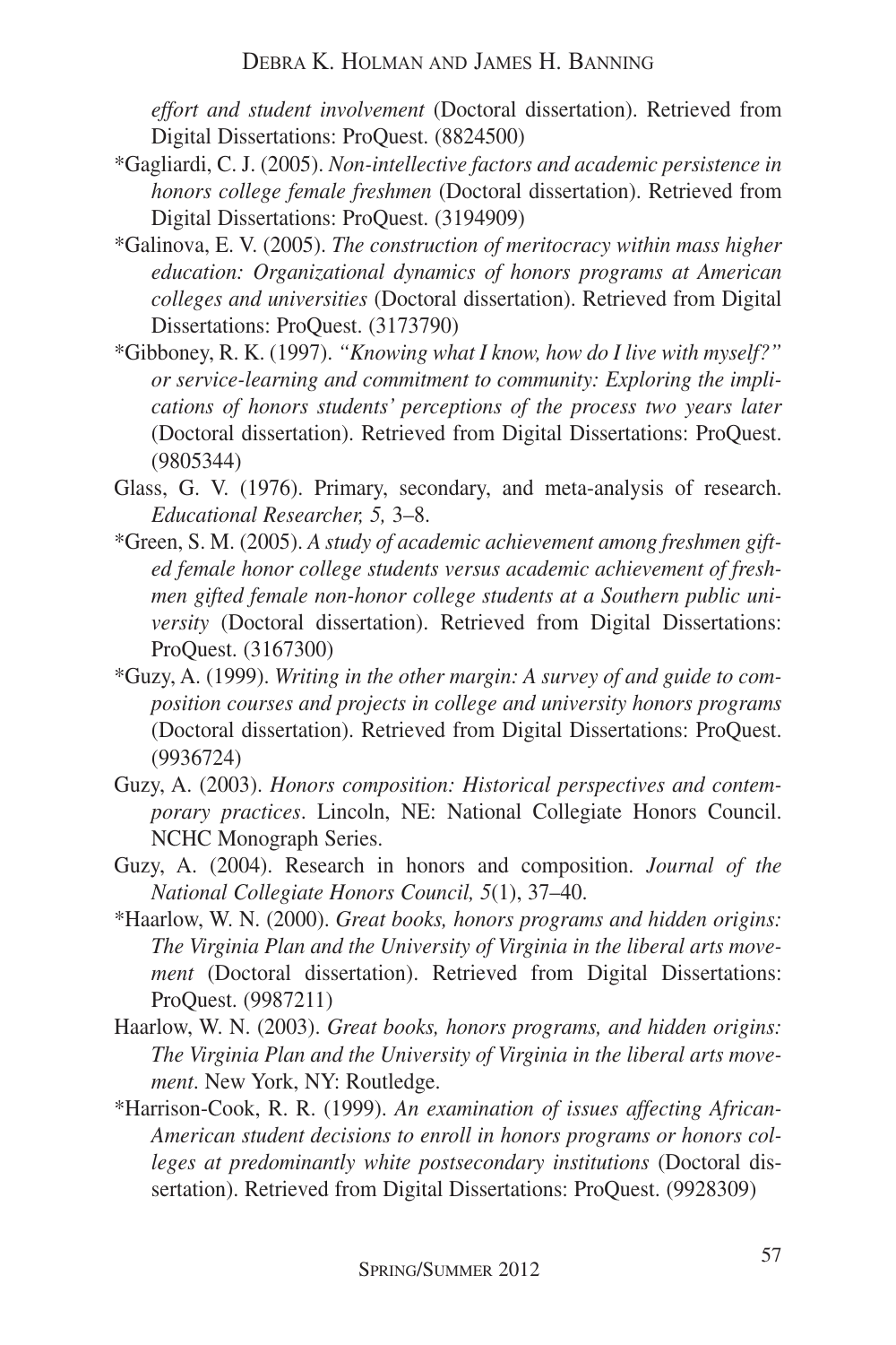*effort and student involvement* (Doctoral dissertation). Retrieved from Digital Dissertations: ProQuest. (8824500)

*Gagliardi, C. J. (2005). *Non-intellective factors and academic persistence in honors college female freshmen* (Doctoral dissertation). Retrieved from Digital Dissertations: ProQuest. (3194909)

*Galinova, E. V. (2005). *The construction of meritocracy within mass higher education: Organizational dynamics of honors programs at American colleges and universities* (Doctoral dissertation). Retrieved from Digital Dissertations: ProQuest. (3173790)

*Gibboney, R. K. (1997). *"Knowing what I know, how do I live with myself?" or service-learning and commitment to community: Exploring the implications of honors students' perceptions of the process two years later* (Doctoral dissertation). Retrieved from Digital Dissertations: ProQuest. (9805344)

Glass, G. V. (1976). Primary, secondary, and meta-analysis of research. *Educational Researcher, 5,* 3–8.

*Green, S. M. (2005). *A study of academic achievement among freshmen gifted female honor college students versus academic achievement of freshmen gifted female non-honor college students at a Southern public university* (Doctoral dissertation). Retrieved from Digital Dissertations: ProQuest. (3167300)

*Guzy, A. (1999). *Writing in the other margin: A survey of and guide to composition courses and projects in college and university honors programs* (Doctoral dissertation). Retrieved from Digital Dissertations: ProQuest. (9936724)

Guzy, A. (2003). *Honors composition: Historical perspectives and contemporary practices*. Lincoln, NE: National Collegiate Honors Council. NCHC Monograph Series.

Guzy, A. (2004). Research in honors and composition. *Journal of the National Collegiate Honors Council, 5*(1), 37–40.

*Haarlow, W. N. (2000). *Great books, honors programs and hidden origins: The Virginia Plan and the University of Virginia in the liberal arts movement* (Doctoral dissertation). Retrieved from Digital Dissertations: ProQuest. (9987211)

Haarlow, W. N. (2003). *Great books, honors programs, and hidden origins: The Virginia Plan and the University of Virginia in the liberal arts movement*. New York, NY: Routledge.

*Harrison-Cook, R. R. (1999). *An examination of issues affecting African-American student decisions to enroll in honors programs or honors colleges at predominantly white postsecondary institutions* (Doctoral dissertation). Retrieved from Digital Dissertations: ProQuest. (9928309)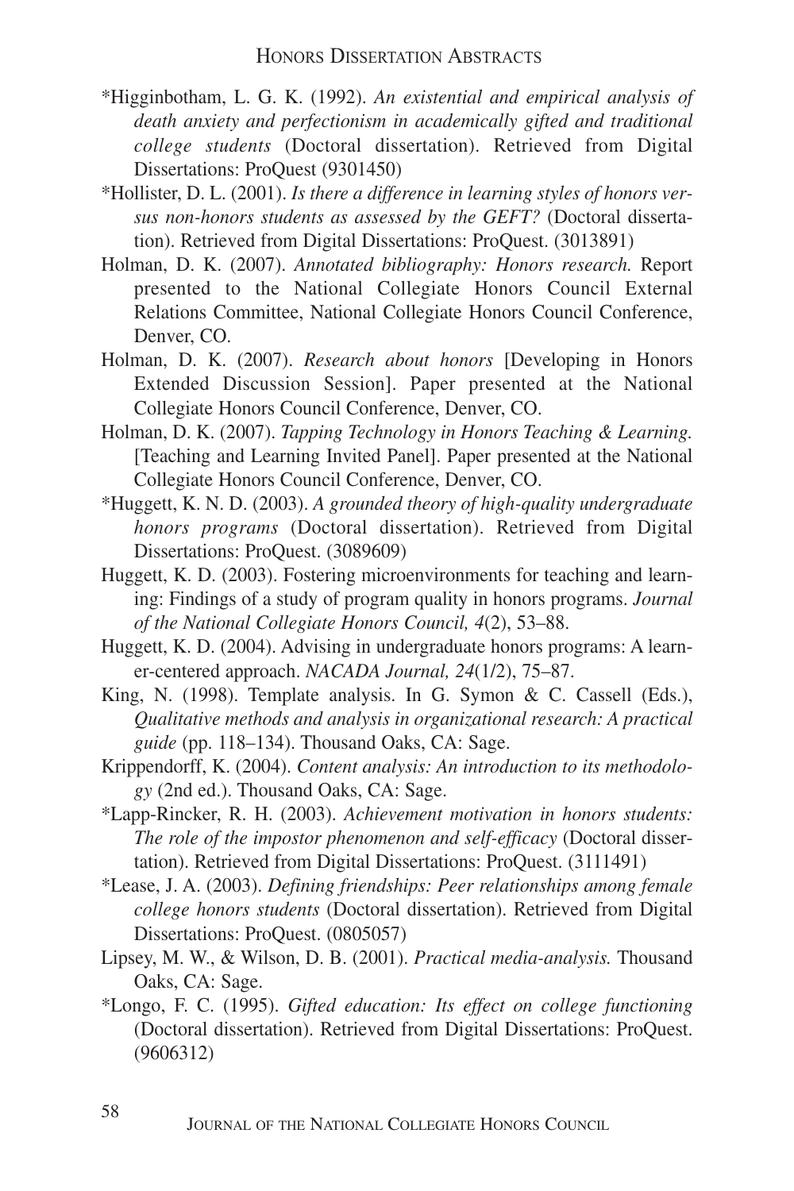*Higginbotham, L. G. K. (1992). *An existential and empirical analysis of death anxiety and perfectionism in academically gifted and traditional college students* (Doctoral dissertation). Retrieved from Digital Dissertations: ProQuest (9301450)

*Hollister, D. L. (2001). *Is there a difference in learning styles of honors versus non-honors students as assessed by the GEFT?* (Doctoral dissertation). Retrieved from Digital Dissertations: ProQuest. (3013891)

Holman, D. K. (2007). *Annotated bibliography: Honors research.* Report presented to the National Collegiate Honors Council External Relations Committee, National Collegiate Honors Council Conference, Denver, CO.

Holman, D. K. (2007). *Research about honors* [Developing in Honors Extended Discussion Session]. Paper presented at the National Collegiate Honors Council Conference, Denver, CO.

Holman, D. K. (2007). *Tapping Technology in Honors Teaching & Learning.* [Teaching and Learning Invited Panel]. Paper presented at the National Collegiate Honors Council Conference, Denver, CO.

*Huggett, K. N. D. (2003). *A grounded theory of high-quality undergraduate honors programs* (Doctoral dissertation). Retrieved from Digital Dissertations: ProQuest. (3089609)

Huggett, K. D. (2003). Fostering microenvironments for teaching and learning: Findings of a study of program quality in honors programs. *Journal of the National Collegiate Honors Council, 4*(2), 53–88.

Huggett, K. D. (2004). Advising in undergraduate honors programs: A learner-centered approach. *NACADA Journal, 24*(1/2), 75–87.

King, N. (1998). Template analysis. In G. Symon & C. Cassell (Eds.), *Qualitative methods and analysis in organizational research: A practical guide* (pp. 118–134). Thousand Oaks, CA: Sage.

Krippendorff, K. (2004). *Content analysis: An introduction to its methodology* (2nd ed.). Thousand Oaks, CA: Sage.

*Lapp-Rincker, R. H. (2003). *Achievement motivation in honors students: The role of the impostor phenomenon and self-efficacy* (Doctoral dissertation). Retrieved from Digital Dissertations: ProQuest. (3111491)

*Lease, J. A. (2003). *Defining friendships: Peer relationships among female college honors students* (Doctoral dissertation). Retrieved from Digital Dissertations: ProQuest. (0805057)

Lipsey, M. W., & Wilson, D. B. (2001). *Practical media-analysis.* Thousand Oaks, CA: Sage.

*Longo, F. C. (1995). *Gifted education: Its effect on college functioning* (Doctoral dissertation). Retrieved from Digital Dissertations: ProQuest. (9606312)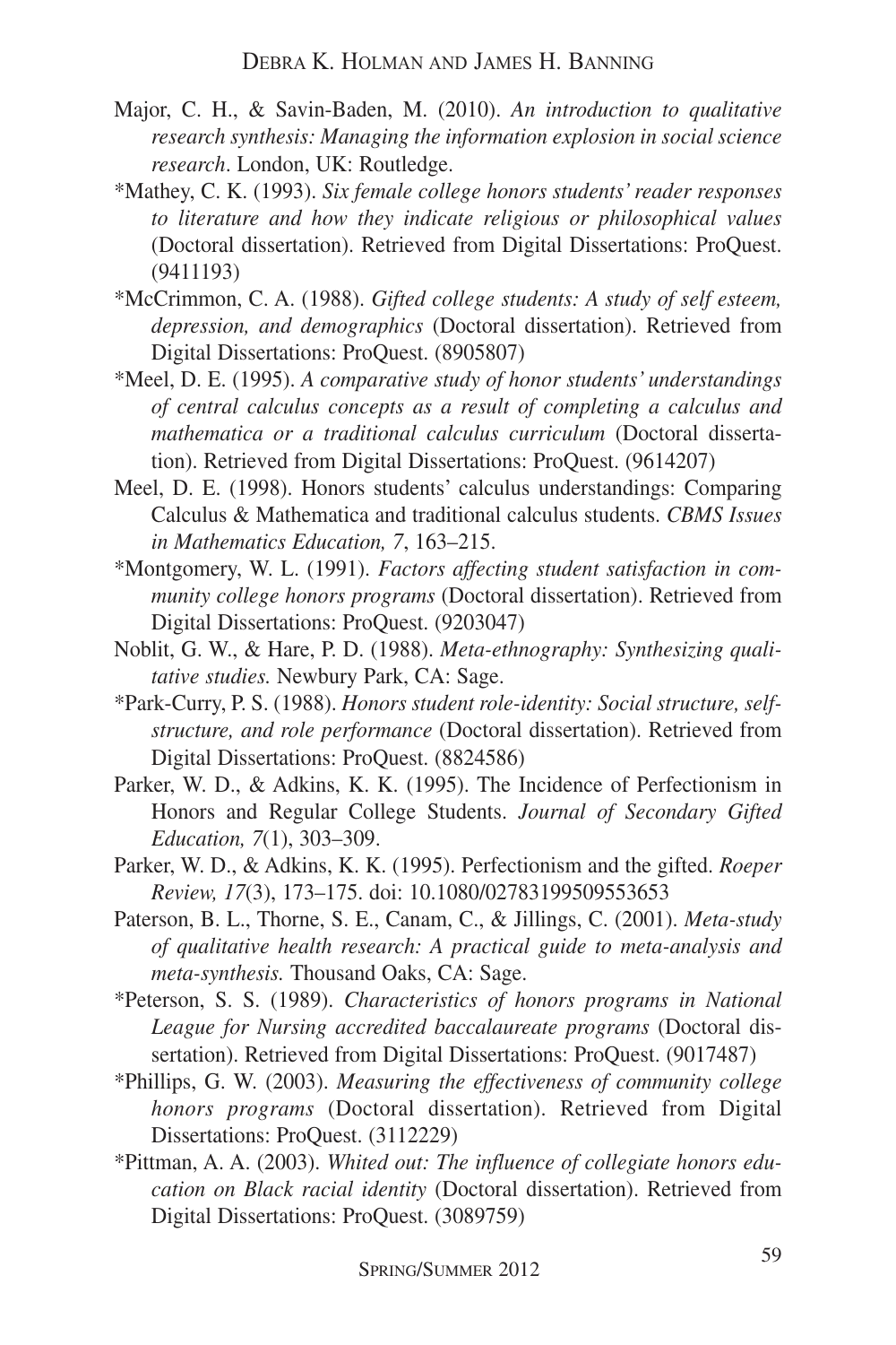Major, C. H., & Savin-Baden, M. (2010). *An introduction to qualitative research synthesis: Managing the information explosion in social science research*. London, UK: Routledge.

*Mathey, C. K. (1993). *Six female college honors students' reader responses to literature and how they indicate religious or philosophical values* (Doctoral dissertation). Retrieved from Digital Dissertations: ProQuest. (9411193)

*McCrimmon, C. A. (1988). *Gifted college students: A study of self esteem, depression, and demographics* (Doctoral dissertation). Retrieved from Digital Dissertations: ProQuest. (8905807)

*Meel, D. E. (1995). *A comparative study of honor students' understandings of central calculus concepts as a result of completing a calculus and mathematica or a traditional calculus curriculum* (Doctoral dissertation). Retrieved from Digital Dissertations: ProQuest. (9614207)

Meel, D. E. (1998). Honors students' calculus understandings: Comparing Calculus & Mathematica and traditional calculus students. *CBMS Issues in Mathematics Education, 7*, 163–215.

*Montgomery, W. L. (1991). *Factors affecting student satisfaction in community college honors programs* (Doctoral dissertation). Retrieved from Digital Dissertations: ProQuest. (9203047)

Noblit, G. W., & Hare, P. D. (1988). *Meta-ethnography: Synthesizing qualitative studies.* Newbury Park, CA: Sage.

*Park-Curry, P. S. (1988). *Honors student role-identity: Social structure, self-structure, and role performance* (Doctoral dissertation). Retrieved from Digital Dissertations: ProQuest. (8824586)

Parker, W. D., & Adkins, K. K. (1995). The Incidence of Perfectionism in Honors and Regular College Students. *Journal of Secondary Gifted Education, 7*(1), 303–309.

Parker, W. D., & Adkins, K. K. (1995). Perfectionism and the gifted. *Roeper Review, 17*(3), 173–175. doi: 10.1080/02783199509553653

Paterson, B. L., Thorne, S. E., Canam, C., & Jillings, C. (2001). *Meta-study of qualitative health research: A practical guide to meta-analysis and meta-synthesis.* Thousand Oaks, CA: Sage.

*Peterson, S. S. (1989). *Characteristics of honors programs in National League for Nursing accredited baccalaureate programs* (Doctoral dissertation). Retrieved from Digital Dissertations: ProQuest. (9017487)

*Phillips, G. W. (2003). *Measuring the effectiveness of community college honors programs* (Doctoral dissertation). Retrieved from Digital Dissertations: ProQuest. (3112229)

*Pittman, A. A. (2003). *Whited out: The influence of collegiate honors education on Black racial identity* (Doctoral dissertation). Retrieved from Digital Dissertations: ProQuest. (3089759)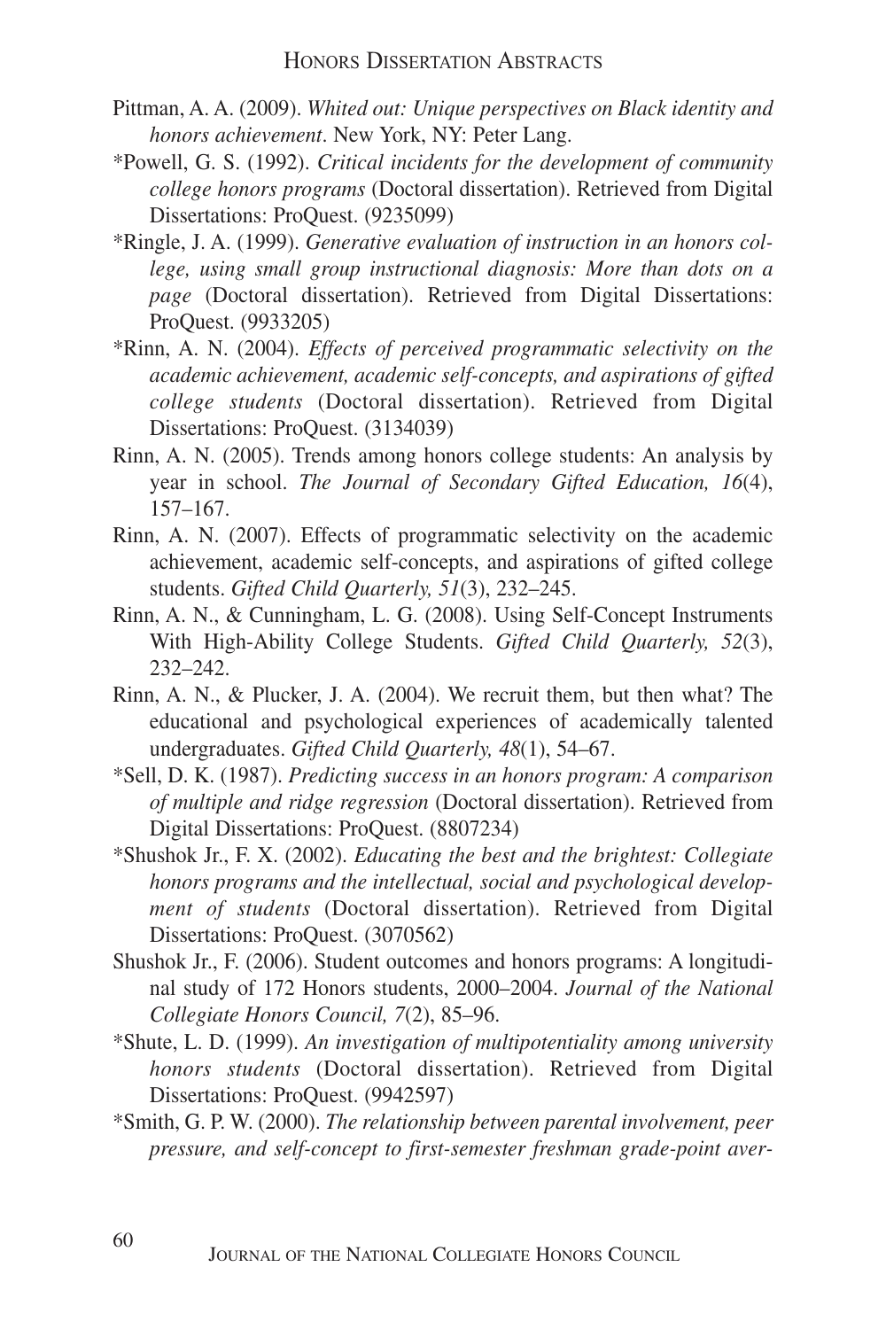Pittman, A. A. (2009). *Whited out: Unique perspectives on Black identity and honors achievement*. New York, NY: Peter Lang.

*Powell, G. S. (1992). *Critical incidents for the development of community college honors programs* (Doctoral dissertation). Retrieved from Digital Dissertations: ProQuest. (9235099)

*Ringle, J. A. (1999). *Generative evaluation of instruction in an honors college, using small group instructional diagnosis: More than dots on a page* (Doctoral dissertation). Retrieved from Digital Dissertations: ProQuest. (9933205)

*Rinn, A. N. (2004). *Effects of perceived programmatic selectivity on the academic achievement, academic self-concepts, and aspirations of gifted college students* (Doctoral dissertation). Retrieved from Digital Dissertations: ProQuest. (3134039)

Rinn, A. N. (2005). Trends among honors college students: An analysis by year in school. *The Journal of Secondary Gifted Education, 16*(4), 157–167.

Rinn, A. N. (2007). Effects of programmatic selectivity on the academic achievement, academic self-concepts, and aspirations of gifted college students. *Gifted Child Quarterly, 51*(3), 232–245.

Rinn, A. N., & Cunningham, L. G. (2008). Using Self-Concept Instruments With High-Ability College Students. *Gifted Child Quarterly, 52*(3), 232–242.

Rinn, A. N., & Plucker, J. A. (2004). We recruit them, but then what? The educational and psychological experiences of academically talented undergraduates. *Gifted Child Quarterly, 48*(1), 54–67.

*Sell, D. K. (1987). *Predicting success in an honors program: A comparison of multiple and ridge regression* (Doctoral dissertation). Retrieved from Digital Dissertations: ProQuest. (8807234)

*Shushok Jr., F. X. (2002). *Educating the best and the brightest: Collegiate honors programs and the intellectual, social and psychological development of students* (Doctoral dissertation). Retrieved from Digital Dissertations: ProQuest. (3070562)

Shushok Jr., F. (2006). Student outcomes and honors programs: A longitudinal study of 172 Honors students, 2000–2004. *Journal of the National Collegiate Honors Council, 7*(2), 85–96.

*Shute, L. D. (1999). *An investigation of multipotentiality among university honors students* (Doctoral dissertation). Retrieved from Digital Dissertations: ProQuest. (9942597)

*Smith, G. P. W. (2000). *The relationship between parental involvement, peer pressure, and self-concept to first-semester freshman grade-point aver-*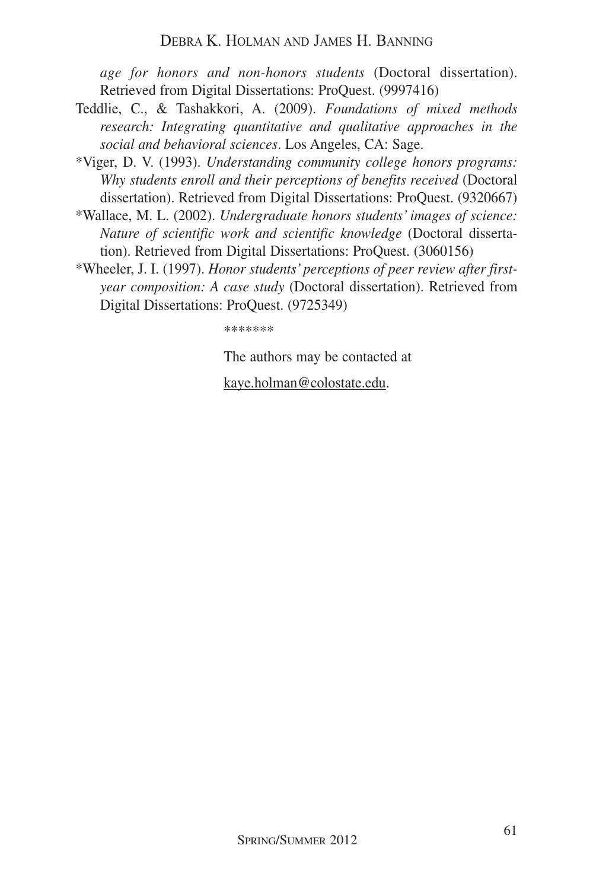*age for honors and non-honors students* (Doctoral dissertation). Retrieved from Digital Dissertations: ProQuest. (9997416)

Teddlie, C., & Tashakkori, A. (2009). *Foundations of mixed methods research: Integrating quantitative and qualitative approaches in the social and behavioral sciences*. Los Angeles, CA: Sage.

*Viger, D. V. (1993). *Understanding community college honors programs: Why students enroll and their perceptions of benefits received* (Doctoral dissertation). Retrieved from Digital Dissertations: ProQuest. (9320667)

*Wallace, M. L. (2002). *Undergraduate honors students' images of science: Nature of scientific work and scientific knowledge* (Doctoral dissertation). Retrieved from Digital Dissertations: ProQuest. (3060156)

*Wheeler, J. I. (1997). *Honor students' perceptions of peer review after first-year composition: A case study* (Doctoral dissertation). Retrieved from Digital Dissertations: ProQuest. (9725349)

*******

The authors may be contacted at

kaye.holman@colostate.edu.